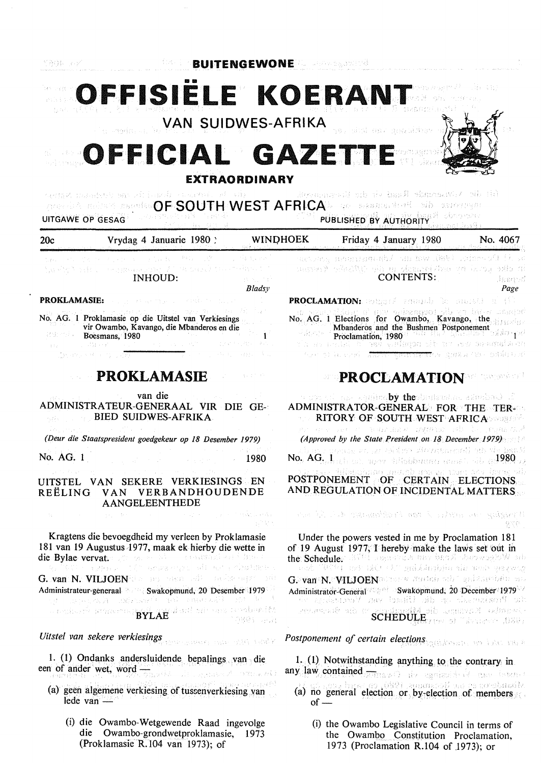**BUITENGEWONE**

# OFFISIËLE KOERANT

## VAN SUIDWES-AFRIKA

# OFFICIAL GAZETTE

**EXTRAORDINARY**

## OF SOUTH WEST AFRICA

UITGAWE OP GESAG — PUBLISHED BY AUTHORITY

20c — Vrydag 4 Januarie 1980 — WINDHOEK — Friday 4 January 1980 — No. 4067

INHOUD:

**PROKLAMASIE:** *Bladsy*

No. AG. 1 Proklamasie op die Uitstel van Verkiesings vir Owambo, Kavango, die Mbanderos en die Boesmans, 1980 — 1

## PROKLAMASIE

van die
ADMINISTRATEUR-GENERAAL VIR DIE GEBIED SUIDWES-AFRIKA

*(Deur die Staatspresident goedgekeur op 18 Desember 1979)*

No. AG. 1 — 1980

### UITSTEL VAN SEKERE VERKIESINGS EN REËLING VAN VERBANDHOUDENDE AANGELEENTHEDE

Kragtens die bevoegdheid my verleen by Proklamasie 181 van 19 Augustus 1977, maak ek hierby die wette in die Bylae vervat.

G. van N. VILJOEN
Administrateur-generaal — Swakopmund, 20 Desember 1979

BYLAE

*Uitstel van sekere verkiesings*

1. (1) Ondanks andersluidende bepalings van die een of ander wet, word —

   (a) geen algemene verkiesing of tussenverkiesing van lede van —

      (i) die Owambo-Wetgewende Raad ingevolge die Owambo-grondwetproklamasie, 1973 (Proklamasie R.104 van 1973); of

CONTENTS:

**PROCLAMATION:** *Page*

No. AG. 1 Elections for Owambo, Kavango, the Mbanderos and the Bushmen Postponement Proclamation, 1980 — 1

## PROCLAMATION

by the
ADMINISTRATOR-GENERAL FOR THE TERRITORY OF SOUTH WEST AFRICA

*(Approved by the State President on 18 December 1979)*

No. AG. 1 — 1980

### POSTPONEMENT OF CERTAIN ELECTIONS AND REGULATION OF INCIDENTAL MATTERS

Under the powers vested in me by Proclamation 181 of 19 August 1977, I hereby make the laws set out in the Schedule.

G. van N. VILJOEN
Administrator-General — Swakopmund, 20 December 1979

SCHEDULE

*Postponement of certain elections*

1. (1) Notwithstanding anything to the contrary in any law contained —

   (a) no general election or by-election of members of —

      (i) the Owambo Legislative Council in terms of the Owambo Constitution Proclamation, 1973 (Proclamation R.104 of 1973); or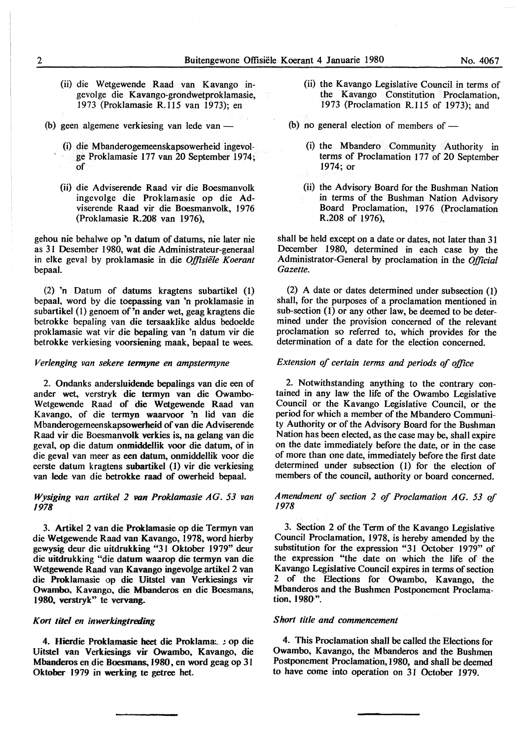(ii) die Wetgewende Raad van Kavango ingevolge die Kavango-grondwetproklamasie, 1973 (Proklamasie R.115 van 1973); en

(b) geen algemene verkiesing van lede van —

(i) die Mbanderogemeenskapsowerheid ingevolge Proklamasie 177 van 20 September 1974; of

(ii) die Adviserende Raad vir die Boesmanvolk ingevolge die Proklamasie op die Adviserende Raad vir die Boesmanvolk, 1976 (Proklamasie R.208 van 1976),

gehou nie behalwe op 'n datum of datums, nie later nie as 31 Desember 1980, wat die Administrateur-generaal in elke geval by proklamasie in die *Offisiële Koerant* bepaal.

(2) 'n Datum of datums kragtens subartikel (1) bepaal, word by die toepassing van 'n proklamasie in subartikel (1) genoem of 'n ander wet, geag kragtens die betrokke bepaling van die tersaaklike aldus bedoelde proklamasie wat vir die bepaling van 'n datum vir die betrokke verkiesing voorsiening maak, bepaal te wees.

*Verlenging van sekere termyne en ampstermyne*

2. Ondanks andersluidende bepalings van die een of ander wet, verstryk die termyn van die Owambo-Wetgewende Raad of die Wetgewende Raad van Kavango, of die termyn waarvoor 'n lid van die Mbanderogemeenskapsowerheid of van die Adviserende Raad vir die Boesmanvolk verkies is, na gelang van die geval, op die datum onmiddellik voor die datum, of in die geval van meer as een datum, onmiddellik voor die eerste datum kragtens subartikel (1) vir die verkiesing van lede van die betrokke raad of owerheid bepaal.

*Wysiging van artikel 2 van Proklamasie AG. 53 van 1978*

3. Artikel 2 van die Proklamasie op die Termyn van die Wetgewende Raad van Kavango, 1978, word hierby gewysig deur die uitdrukking "31 Oktober 1979" deur die uitdrukking "die datum waarop die termyn van die Wetgewende Raad van Kavango ingevolge artikel 2 van die Proklamasie op die Uitstel van Verkiesings vir Owambo, Kavango, die Mbanderos en die Boesmans, 1980, verstryk" te vervang.

*Kort titel en inwerkingtreding*

4. Hierdie Proklamasie heet die Proklamasie op die Uitstel van Verkiesings vir Owambo, Kavango, die Mbanderos en die Boesmans, 1980, en word geag op 31 Oktober 1979 in werking te getree het.

(ii) the Kavango Legislative Council in terms of the Kavango Constitution Proclamation, 1973 (Proclamation R.115 of 1973); and

(b) no general election of members of —

(i) the Mbandero Community Authority in terms of Proclamation 177 of 20 September 1974; or

(ii) the Advisory Board for the Bushman Nation in terms of the Bushman Nation Advisory Board Proclamation, 1976 (Proclamation R.208 of 1976),

shall be held except on a date or dates, not later than 31 December 1980, determined in each case by the Administrator-General by proclamation in the *Official Gazette*.

(2) A date or dates determined under subsection (1) shall, for the purposes of a proclamation mentioned in sub-section (1) or any other law, be deemed to be determined under the provision concerned of the relevant proclamation so referred to, which provides for the determination of a date for the election concerned.

*Extension of certain terms and periods of office*

2. Notwithstanding anything to the contrary contained in any law the life of the Owambo Legislative Council or the Kavango Legislative Council, or the period for which a member of the Mbandero Community Authority or of the Advisory Board for the Bushman Nation has been elected, as the case may be, shall expire on the date immediately before the date, or in the case of more than one date, immediately before the first date determined under subsection (1) for the election of members of the council, authority or board concerned.

*Amendment of section 2 of Proclamation AG. 53 of 1978*

3. Section 2 of the Term of the Kavango Legislative Council Proclamation, 1978, is hereby amended by the substitution for the expression "31 October 1979" of the expression "the date on which the life of the Kavango Legislative Council expires in terms of section 2 of the Elections for Owambo, Kavango, the Mbanderos and the Bushmen Postponement Proclamation, 1980".

*Short title and commencement*

4. This Proclamation shall be called the Elections for Owambo, Kavango, the Mbanderos and the Bushmen Postponement Proclamation, 1980, and shall be deemed to have come into operation on 31 October 1979.